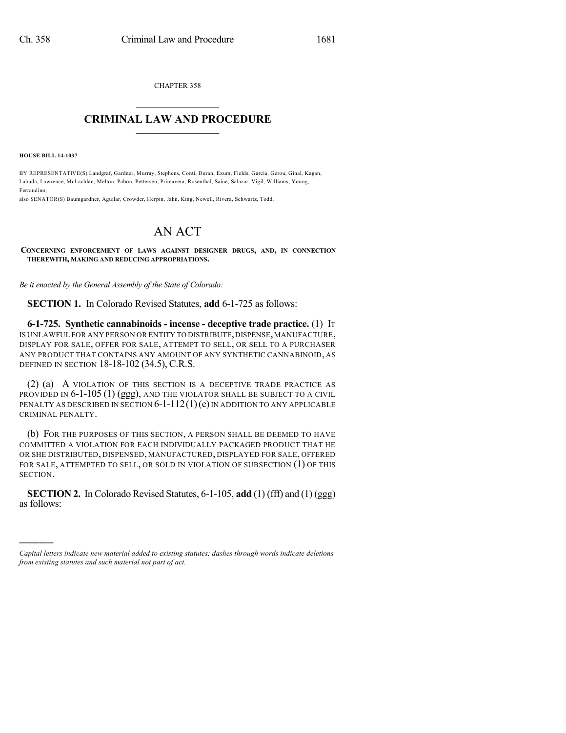CHAPTER 358

# CRIMINAL LAW AND PROCEDURE

**HOUSE BILL 14-1037**

BY REPRESENTATIVE(S) Landgraf, Gardner, Murray, Stephens, Conti, Duran, Exum, Fields, Garcia, Gerou, Ginal, Kagan, Labuda, Lawrence, McLachlan, Melton, Pabon, Pettersen, Primavera, Rosenthal, Saine, Salazar, Vigil, Williams, Young, Ferrandino;
also SENATOR(S) Baumgardner, Aguilar, Crowder, Herpin, Jahn, King, Newell, Rivera, Schwartz, Todd.

# AN ACT

**CONCERNING ENFORCEMENT OF LAWS AGAINST DESIGNER DRUGS, AND, IN CONNECTION THEREWITH, MAKING AND REDUCING APPROPRIATIONS.**

*Be it enacted by the General Assembly of the State of Colorado:*

**SECTION 1.** In Colorado Revised Statutes, **add** 6-1-725 as follows:

**6-1-725. Synthetic cannabinoids - incense - deceptive trade practice.** (1) IT IS UNLAWFUL FOR ANY PERSON OR ENTITY TO DISTRIBUTE, DISPENSE, MANUFACTURE, DISPLAY FOR SALE, OFFER FOR SALE, ATTEMPT TO SELL, OR SELL TO A PURCHASER ANY PRODUCT THAT CONTAINS ANY AMOUNT OF ANY SYNTHETIC CANNABINOID, AS DEFINED IN SECTION 18-18-102 (34.5), C.R.S.

(2) (a) A VIOLATION OF THIS SECTION IS A DECEPTIVE TRADE PRACTICE AS PROVIDED IN 6-1-105 (1) (ggg), AND THE VIOLATOR SHALL BE SUBJECT TO A CIVIL PENALTY AS DESCRIBED IN SECTION 6-1-112 (1) (e) IN ADDITION TO ANY APPLICABLE CRIMINAL PENALTY.

(b) FOR THE PURPOSES OF THIS SECTION, A PERSON SHALL BE DEEMED TO HAVE COMMITTED A VIOLATION FOR EACH INDIVIDUALLY PACKAGED PRODUCT THAT HE OR SHE DISTRIBUTED, DISPENSED, MANUFACTURED, DISPLAYED FOR SALE, OFFERED FOR SALE, ATTEMPTED TO SELL, OR SOLD IN VIOLATION OF SUBSECTION (1) OF THIS SECTION.

**SECTION 2.** In Colorado Revised Statutes, 6-1-105, **add** (1) (fff) and (1) (ggg) as follows:

---

*Capital letters indicate new material added to existing statutes; dashes through words indicate deletions from existing statutes and such material not part of act.*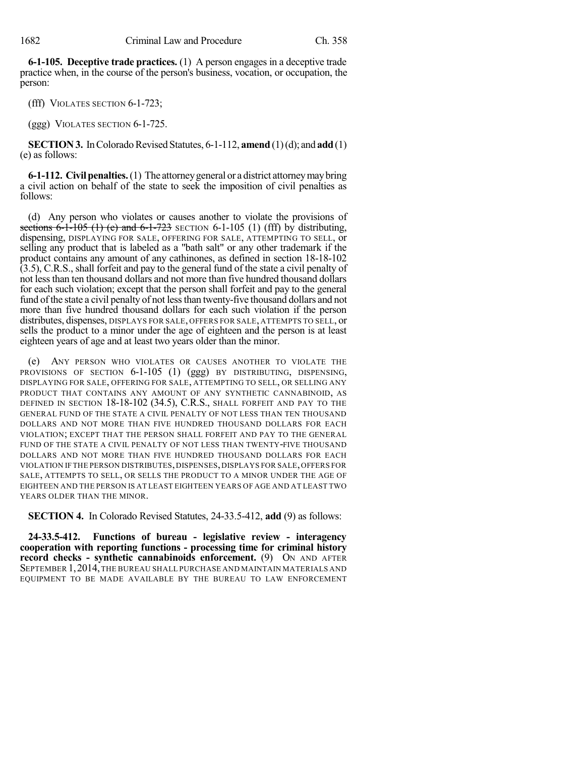**6-1-105. Deceptive trade practices.** (1) A person engages in a deceptive trade practice when, in the course of the person's business, vocation, or occupation, the person:

(fff) VIOLATES SECTION 6-1-723;

(ggg) VIOLATES SECTION 6-1-725.

**SECTION 3.** In Colorado Revised Statutes, 6-1-112, **amend** (1) (d); and **add** (1) (e) as follows:

**6-1-112. Civil penalties.** (1) The attorney general or a district attorney may bring a civil action on behalf of the state to seek the imposition of civil penalties as follows:

(d) Any person who violates or causes another to violate the provisions of ~~sections 6-1-105 (1) (e) and 6-1-723~~ SECTION 6-1-105 (1) (fff) by distributing, dispensing, DISPLAYING FOR SALE, OFFERING FOR SALE, ATTEMPTING TO SELL, or selling any product that is labeled as a "bath salt" or any other trademark if the product contains any amount of any cathinones, as defined in section 18-18-102 (3.5), C.R.S., shall forfeit and pay to the general fund of the state a civil penalty of not less than ten thousand dollars and not more than five hundred thousand dollars for each such violation; except that the person shall forfeit and pay to the general fund of the state a civil penalty of not less than twenty-five thousand dollars and not more than five hundred thousand dollars for each such violation if the person distributes, dispenses, DISPLAYS FOR SALE, OFFERS FOR SALE, ATTEMPTS TO SELL, or sells the product to a minor under the age of eighteen and the person is at least eighteen years of age and at least two years older than the minor.

(e) ANY PERSON WHO VIOLATES OR CAUSES ANOTHER TO VIOLATE THE PROVISIONS OF SECTION 6-1-105 (1) (ggg) BY DISTRIBUTING, DISPENSING, DISPLAYING FOR SALE, OFFERING FOR SALE, ATTEMPTING TO SELL, OR SELLING ANY PRODUCT THAT CONTAINS ANY AMOUNT OF ANY SYNTHETIC CANNABINOID, AS DEFINED IN SECTION 18-18-102 (34.5), C.R.S., SHALL FORFEIT AND PAY TO THE GENERAL FUND OF THE STATE A CIVIL PENALTY OF NOT LESS THAN TEN THOUSAND DOLLARS AND NOT MORE THAN FIVE HUNDRED THOUSAND DOLLARS FOR EACH VIOLATION; EXCEPT THAT THE PERSON SHALL FORFEIT AND PAY TO THE GENERAL FUND OF THE STATE A CIVIL PENALTY OF NOT LESS THAN TWENTY-FIVE THOUSAND DOLLARS AND NOT MORE THAN FIVE HUNDRED THOUSAND DOLLARS FOR EACH VIOLATION IF THE PERSON DISTRIBUTES, DISPENSES, DISPLAYS FOR SALE, OFFERS FOR SALE, ATTEMPTS TO SELL, OR SELLS THE PRODUCT TO A MINOR UNDER THE AGE OF EIGHTEEN AND THE PERSON IS AT LEAST EIGHTEEN YEARS OF AGE AND AT LEAST TWO YEARS OLDER THAN THE MINOR.

**SECTION 4.** In Colorado Revised Statutes, 24-33.5-412, **add** (9) as follows:

**24-33.5-412. Functions of bureau - legislative review - interagency cooperation with reporting functions - processing time for criminal history record checks - synthetic cannabinoids enforcement.** (9) ON AND AFTER SEPTEMBER 1, 2014, THE BUREAU SHALL PURCHASE AND MAINTAIN MATERIALS AND EQUIPMENT TO BE MADE AVAILABLE BY THE BUREAU TO LAW ENFORCEMENT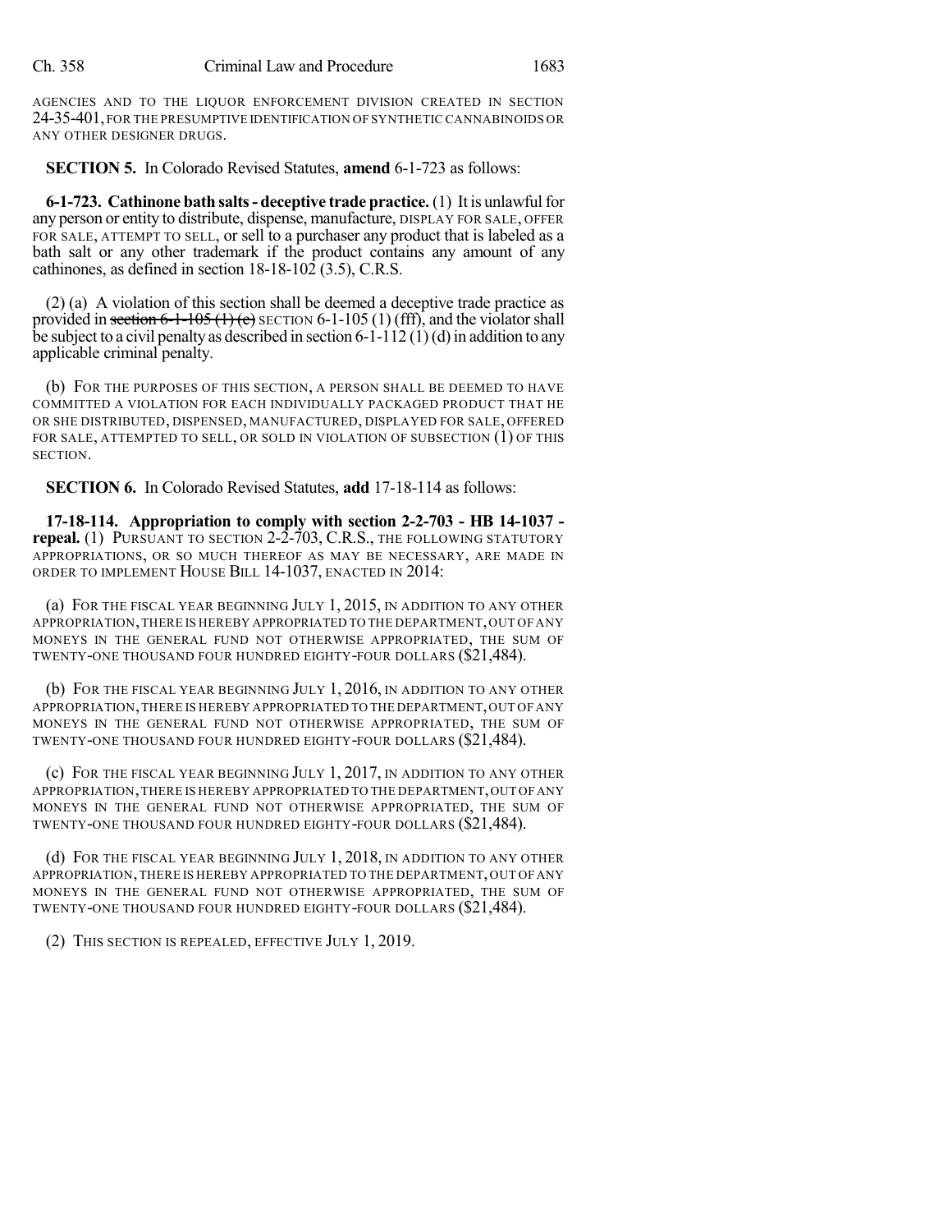AGENCIES AND TO THE LIQUOR ENFORCEMENT DIVISION CREATED IN SECTION 24-35-401, FOR THE PRESUMPTIVE IDENTIFICATION OF SYNTHETIC CANNABINOIDS OR ANY OTHER DESIGNER DRUGS.

**SECTION 5.** In Colorado Revised Statutes, **amend** 6-1-723 as follows:

**6-1-723. Cathinone bath salts - deceptive trade practice.** (1) It is unlawful for any person or entity to distribute, dispense, manufacture, DISPLAY FOR SALE, OFFER FOR SALE, ATTEMPT TO SELL, or sell to a purchaser any product that is labeled as a bath salt or any other trademark if the product contains any amount of any cathinones, as defined in section 18-18-102 (3.5), C.R.S.

(2) (a) A violation of this section shall be deemed a deceptive trade practice as provided in ~~section 6-1-105 (1) (e)~~ SECTION 6-1-105 (1) (fff), and the violator shall be subject to a civil penalty as described in section 6-1-112 (1) (d) in addition to any applicable criminal penalty.

(b) FOR THE PURPOSES OF THIS SECTION, A PERSON SHALL BE DEEMED TO HAVE COMMITTED A VIOLATION FOR EACH INDIVIDUALLY PACKAGED PRODUCT THAT HE OR SHE DISTRIBUTED, DISPENSED, MANUFACTURED, DISPLAYED FOR SALE, OFFERED FOR SALE, ATTEMPTED TO SELL, OR SOLD IN VIOLATION OF SUBSECTION (1) OF THIS SECTION.

**SECTION 6.** In Colorado Revised Statutes, **add** 17-18-114 as follows:

**17-18-114. Appropriation to comply with section 2-2-703 - HB 14-1037 - repeal.** (1) PURSUANT TO SECTION 2-2-703, C.R.S., THE FOLLOWING STATUTORY APPROPRIATIONS, OR SO MUCH THEREOF AS MAY BE NECESSARY, ARE MADE IN ORDER TO IMPLEMENT HOUSE BILL 14-1037, ENACTED IN 2014:

(a) FOR THE FISCAL YEAR BEGINNING JULY 1, 2015, IN ADDITION TO ANY OTHER APPROPRIATION, THERE IS HEREBY APPROPRIATED TO THE DEPARTMENT, OUT OF ANY MONEYS IN THE GENERAL FUND NOT OTHERWISE APPROPRIATED, THE SUM OF TWENTY-ONE THOUSAND FOUR HUNDRED EIGHTY-FOUR DOLLARS ($21,484).

(b) FOR THE FISCAL YEAR BEGINNING JULY 1, 2016, IN ADDITION TO ANY OTHER APPROPRIATION, THERE IS HEREBY APPROPRIATED TO THE DEPARTMENT, OUT OF ANY MONEYS IN THE GENERAL FUND NOT OTHERWISE APPROPRIATED, THE SUM OF TWENTY-ONE THOUSAND FOUR HUNDRED EIGHTY-FOUR DOLLARS ($21,484).

(c) FOR THE FISCAL YEAR BEGINNING JULY 1, 2017, IN ADDITION TO ANY OTHER APPROPRIATION, THERE IS HEREBY APPROPRIATED TO THE DEPARTMENT, OUT OF ANY MONEYS IN THE GENERAL FUND NOT OTHERWISE APPROPRIATED, THE SUM OF TWENTY-ONE THOUSAND FOUR HUNDRED EIGHTY-FOUR DOLLARS ($21,484).

(d) FOR THE FISCAL YEAR BEGINNING JULY 1, 2018, IN ADDITION TO ANY OTHER APPROPRIATION, THERE IS HEREBY APPROPRIATED TO THE DEPARTMENT, OUT OF ANY MONEYS IN THE GENERAL FUND NOT OTHERWISE APPROPRIATED, THE SUM OF TWENTY-ONE THOUSAND FOUR HUNDRED EIGHTY-FOUR DOLLARS ($21,484).

(2) THIS SECTION IS REPEALED, EFFECTIVE JULY 1, 2019.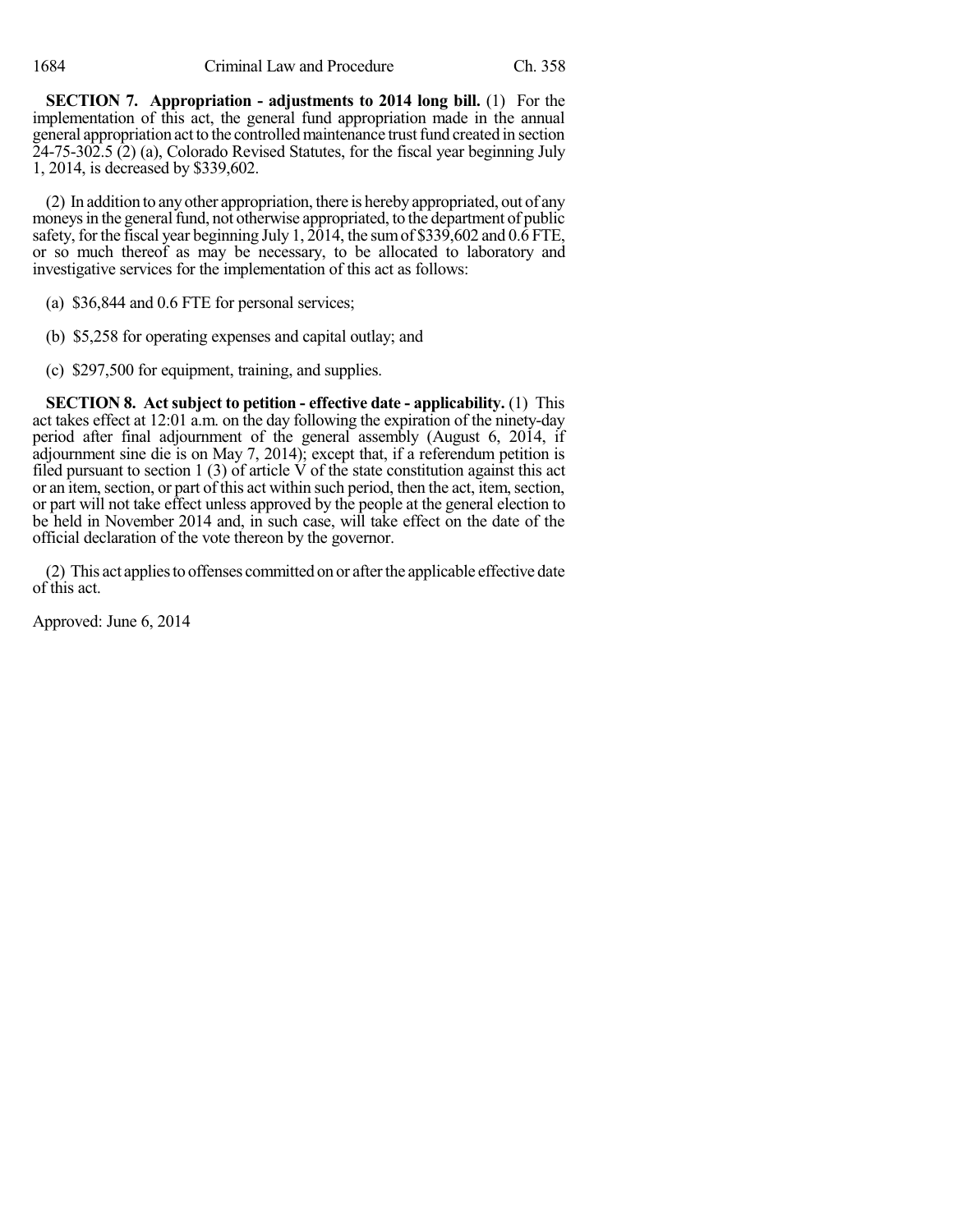**SECTION 7. Appropriation - adjustments to 2014 long bill.** (1) For the implementation of this act, the general fund appropriation made in the annual general appropriation act to the controlled maintenance trust fund created in section 24-75-302.5 (2) (a), Colorado Revised Statutes, for the fiscal year beginning July 1, 2014, is decreased by $339,602.

(2) In addition to any other appropriation, there is hereby appropriated, out of any moneys in the general fund, not otherwise appropriated, to the department of public safety, for the fiscal year beginning July 1, 2014, the sum of $339,602 and 0.6 FTE, or so much thereof as may be necessary, to be allocated to laboratory and investigative services for the implementation of this act as follows:

(a) $36,844 and 0.6 FTE for personal services;

(b) $5,258 for operating expenses and capital outlay; and

(c) $297,500 for equipment, training, and supplies.

**SECTION 8. Act subject to petition - effective date - applicability.** (1) This act takes effect at 12:01 a.m. on the day following the expiration of the ninety-day period after final adjournment of the general assembly (August 6, 2014, if adjournment sine die is on May 7, 2014); except that, if a referendum petition is filed pursuant to section 1 (3) of article V of the state constitution against this act or an item, section, or part of this act within such period, then the act, item, section, or part will not take effect unless approved by the people at the general election to be held in November 2014 and, in such case, will take effect on the date of the official declaration of the vote thereon by the governor.

(2) This act applies to offenses committed on or after the applicable effective date of this act.

Approved: June 6, 2014